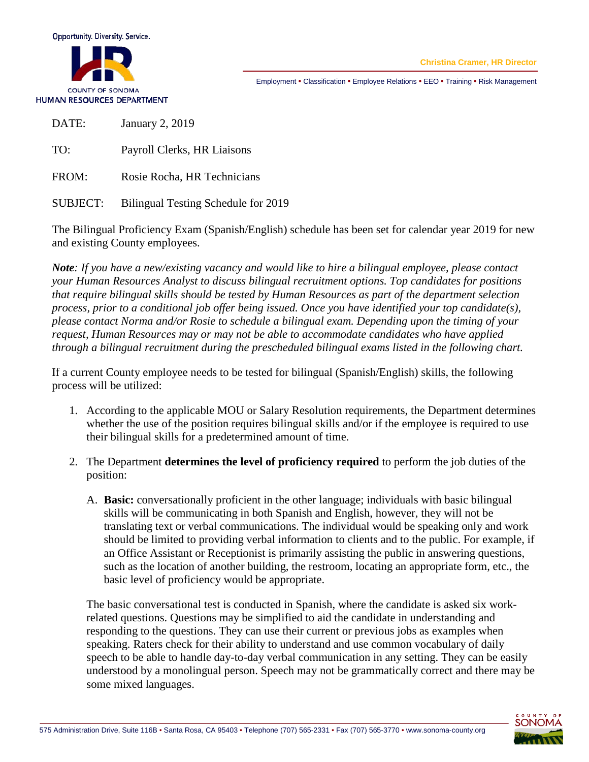Opportunity. Diversity. Service.

COUNTY OF SONOMA
HUMAN RESOURCES DEPARTMENT

Christina Cramer, HR Director

Employment • Classification • Employee Relations • EEO • Training • Risk Management

DATE: January 2, 2019

TO: Payroll Clerks, HR Liaisons

FROM: Rosie Rocha, HR Technicians

SUBJECT: Bilingual Testing Schedule for 2019

The Bilingual Proficiency Exam (Spanish/English) schedule has been set for calendar year 2019 for new and existing County employees.

***Note**: If you have a new/existing vacancy and would like to hire a bilingual employee, please contact your Human Resources Analyst to discuss bilingual recruitment options. Top candidates for positions that require bilingual skills should be tested by Human Resources as part of the department selection process, prior to a conditional job offer being issued. Once you have identified your top candidate(s), please contact Norma and/or Rosie to schedule a bilingual exam. Depending upon the timing of your request, Human Resources may or may not be able to accommodate candidates who have applied through a bilingual recruitment during the prescheduled bilingual exams listed in the following chart.*

If a current County employee needs to be tested for bilingual (Spanish/English) skills, the following process will be utilized:

1. According to the applicable MOU or Salary Resolution requirements, the Department determines whether the use of the position requires bilingual skills and/or if the employee is required to use their bilingual skills for a predetermined amount of time.

2. The Department **determines the level of proficiency required** to perform the job duties of the position:

   A. **Basic:** conversationally proficient in the other language; individuals with basic bilingual skills will be communicating in both Spanish and English, however, they will not be translating text or verbal communications. The individual would be speaking only and work should be limited to providing verbal information to clients and to the public. For example, if an Office Assistant or Receptionist is primarily assisting the public in answering questions, such as the location of another building, the restroom, locating an appropriate form, etc., the basic level of proficiency would be appropriate.

   The basic conversational test is conducted in Spanish, where the candidate is asked six work-related questions. Questions may be simplified to aid the candidate in understanding and responding to the questions. They can use their current or previous jobs as examples when speaking. Raters check for their ability to understand and use common vocabulary of daily speech to be able to handle day-to-day verbal communication in any setting. They can be easily understood by a monolingual person. Speech may not be grammatically correct and there may be some mixed languages.

575 Administration Drive, Suite 116B • Santa Rosa, CA 95403 • Telephone (707) 565-2331 • Fax (707) 565-3770 • www.sonoma-county.org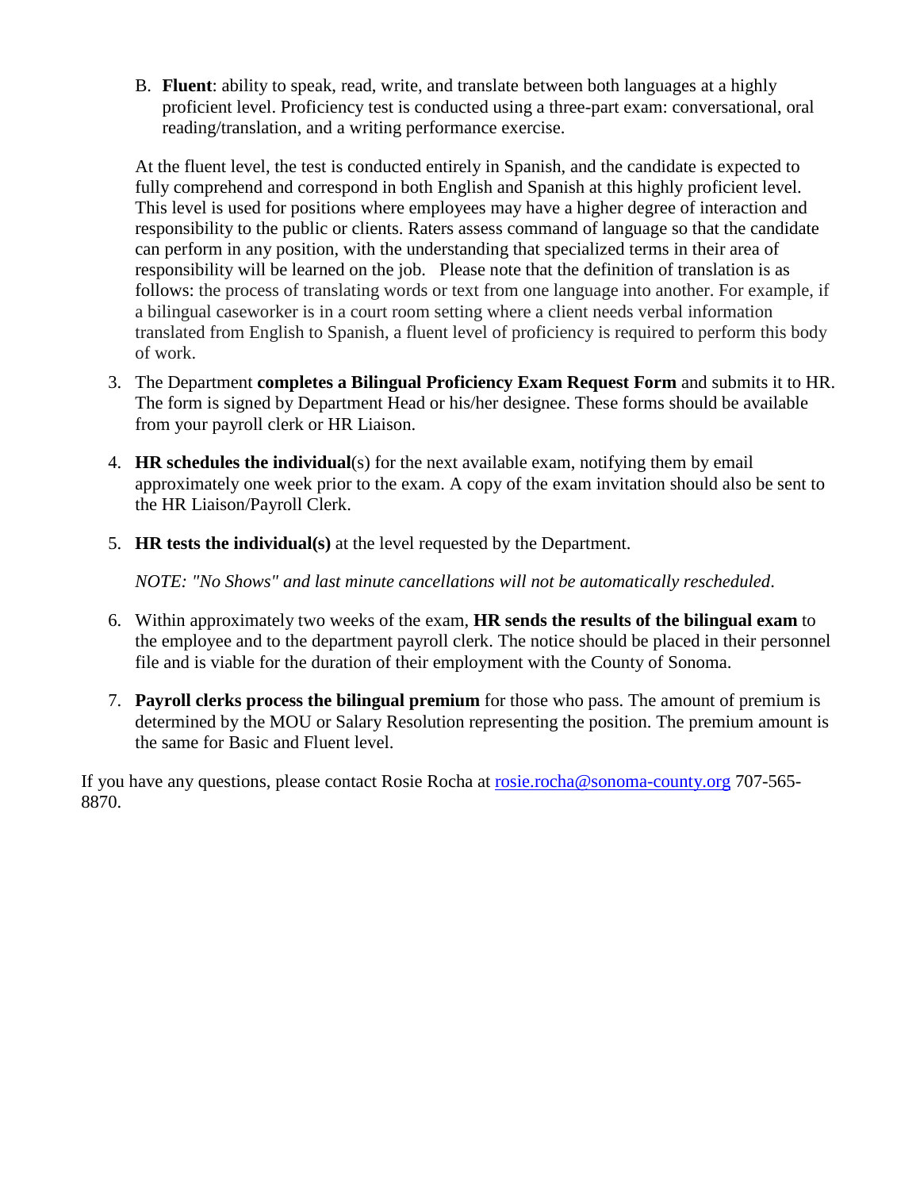B. **Fluent**: ability to speak, read, write, and translate between both languages at a highly proficient level. Proficiency test is conducted using a three-part exam: conversational, oral reading/translation, and a writing performance exercise.

At the fluent level, the test is conducted entirely in Spanish, and the candidate is expected to fully comprehend and correspond in both English and Spanish at this highly proficient level. This level is used for positions where employees may have a higher degree of interaction and responsibility to the public or clients. Raters assess command of language so that the candidate can perform in any position, with the understanding that specialized terms in their area of responsibility will be learned on the job. Please note that the definition of translation is as follows: the process of translating words or text from one language into another. For example, if a bilingual caseworker is in a court room setting where a client needs verbal information translated from English to Spanish, a fluent level of proficiency is required to perform this body of work.

3. The Department **completes a Bilingual Proficiency Exam Request Form** and submits it to HR. The form is signed by Department Head or his/her designee. These forms should be available from your payroll clerk or HR Liaison.

4. **HR schedules the individual**(s) for the next available exam, notifying them by email approximately one week prior to the exam. A copy of the exam invitation should also be sent to the HR Liaison/Payroll Clerk.

5. **HR tests the individual(s)** at the level requested by the Department.

   *NOTE: "No Shows" and last minute cancellations will not be automatically rescheduled*.

6. Within approximately two weeks of the exam, **HR sends the results of the bilingual exam** to the employee and to the department payroll clerk. The notice should be placed in their personnel file and is viable for the duration of their employment with the County of Sonoma.

7. **Payroll clerks process the bilingual premium** for those who pass. The amount of premium is determined by the MOU or Salary Resolution representing the position. The premium amount is the same for Basic and Fluent level.

If you have any questions, please contact Rosie Rocha at rosie.rocha@sonoma-county.org 707-565-8870.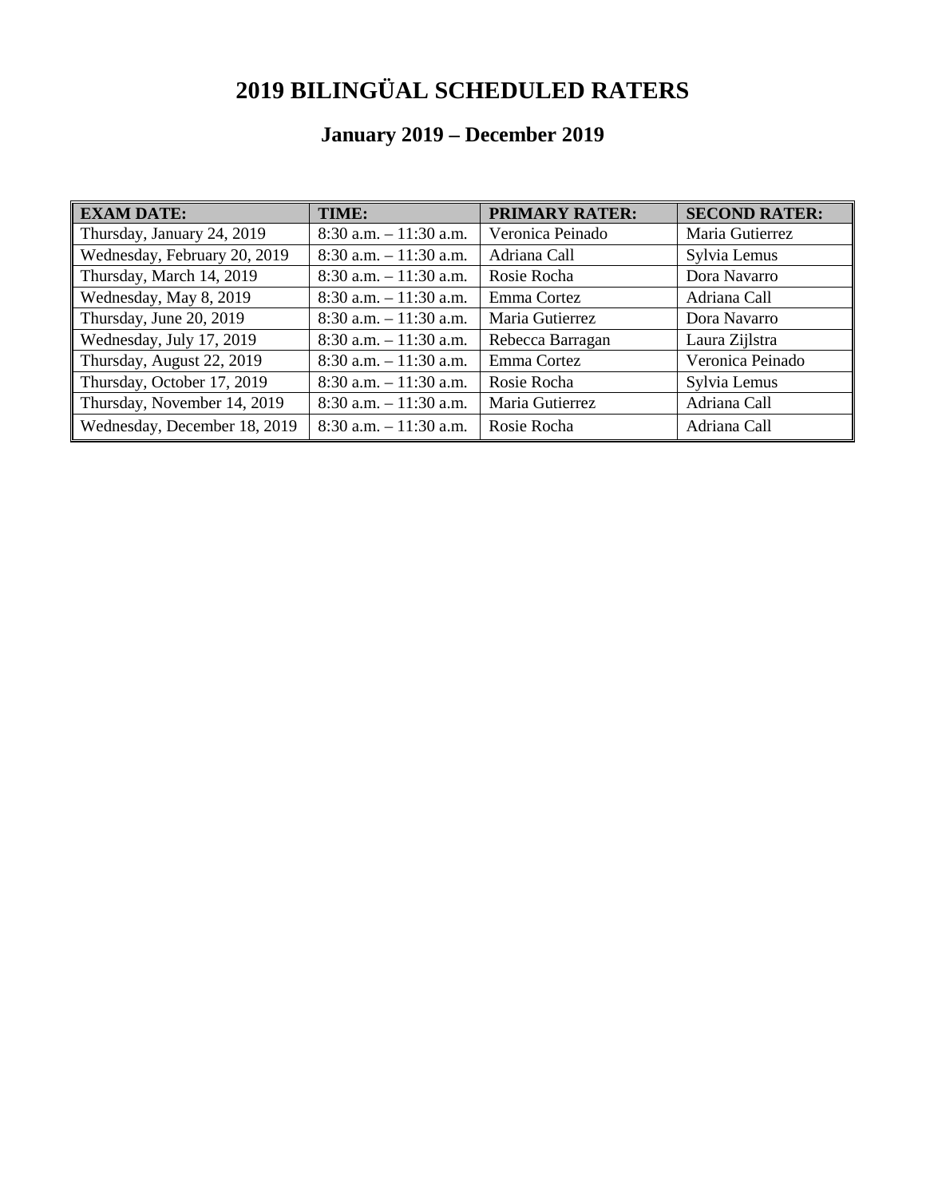# 2019 BILINGÜAL SCHEDULED RATERS

## January 2019 – December 2019

| EXAM DATE: | TIME: | PRIMARY RATER: | SECOND RATER: |
|---|---|---|---|
| Thursday, January 24, 2019 | 8:30 a.m. – 11:30 a.m. | Veronica Peinado | Maria Gutierrez |
| Wednesday, February 20, 2019 | 8:30 a.m. – 11:30 a.m. | Adriana Call | Sylvia Lemus |
| Thursday, March 14, 2019 | 8:30 a.m. – 11:30 a.m. | Rosie Rocha | Dora Navarro |
| Wednesday, May 8, 2019 | 8:30 a.m. – 11:30 a.m. | Emma Cortez | Adriana Call |
| Thursday, June 20, 2019 | 8:30 a.m. – 11:30 a.m. | Maria Gutierrez | Dora Navarro |
| Wednesday, July 17, 2019 | 8:30 a.m. – 11:30 a.m. | Rebecca Barragan | Laura Zijlstra |
| Thursday, August 22, 2019 | 8:30 a.m. – 11:30 a.m. | Emma Cortez | Veronica Peinado |
| Thursday, October 17, 2019 | 8:30 a.m. – 11:30 a.m. | Rosie Rocha | Sylvia Lemus |
| Thursday, November 14, 2019 | 8:30 a.m. – 11:30 a.m. | Maria Gutierrez | Adriana Call |
| Wednesday, December 18, 2019 | 8:30 a.m. – 11:30 a.m. | Rosie Rocha | Adriana Call |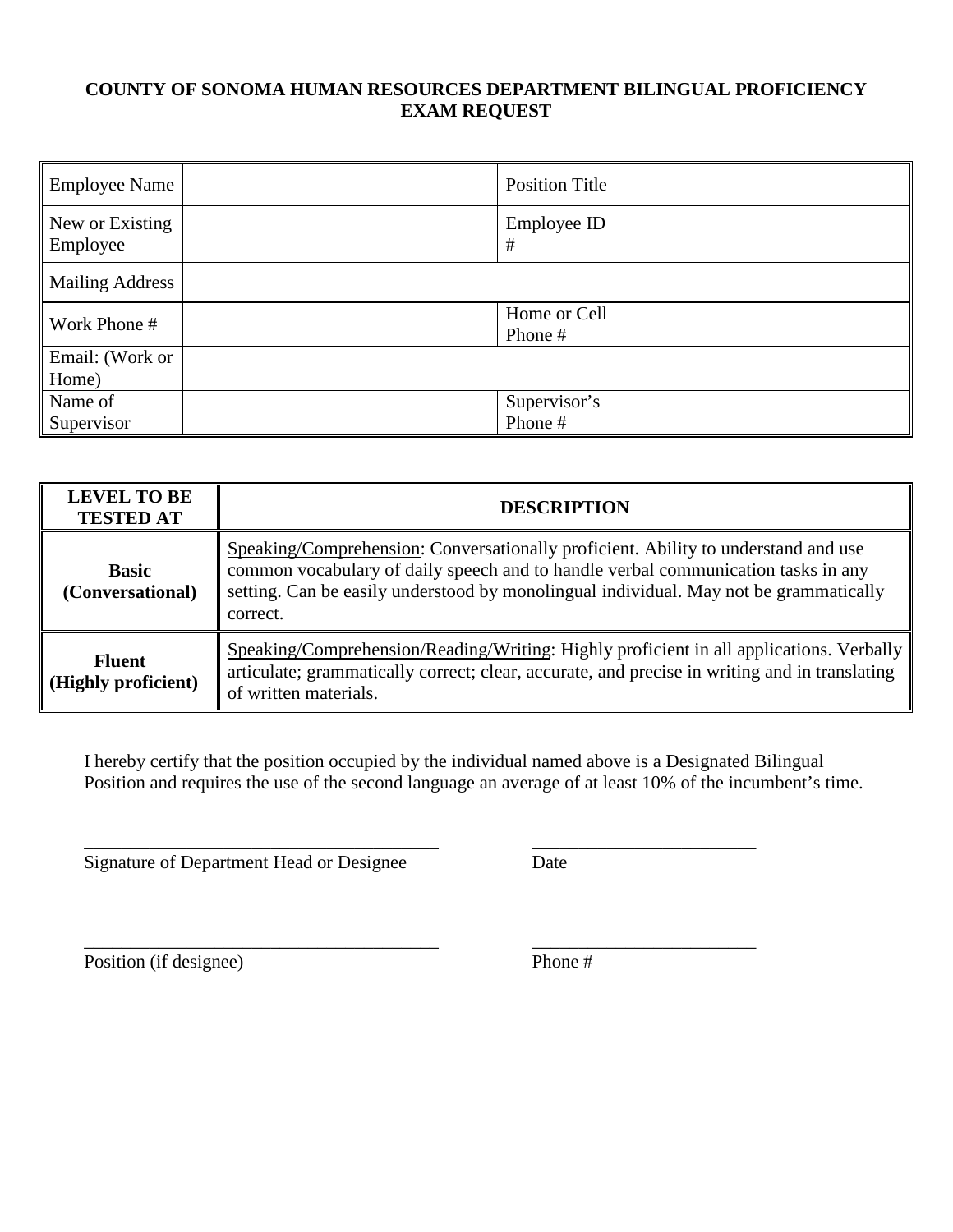**COUNTY OF SONOMA HUMAN RESOURCES DEPARTMENT BILINGUAL PROFICIENCY EXAM REQUEST**

| | | | |
|---|---|---|---|
| Employee Name | | Position Title | |
| New or Existing Employee | | Employee ID # | |
| Mailing Address | | | |
| Work Phone # | | Home or Cell Phone # | |
| Email: (Work or Home) | | | |
| Name of Supervisor | | Supervisor's Phone # | |

| **LEVEL TO BE TESTED AT** | **DESCRIPTION** |
|---|---|
| **Basic (Conversational)** | Speaking/Comprehension: Conversationally proficient. Ability to understand and use common vocabulary of daily speech and to handle verbal communication tasks in any setting. Can be easily understood by monolingual individual. May not be grammatically correct. |
| **Fluent (Highly proficient)** | Speaking/Comprehension/Reading/Writing: Highly proficient in all applications. Verbally articulate; grammatically correct; clear, accurate, and precise in writing and in translating of written materials. |

I hereby certify that the position occupied by the individual named above is a Designated Bilingual Position and requires the use of the second language an average of at least 10% of the incumbent's time.

\_\_\_\_\_\_\_\_\_\_\_\_\_\_\_\_\_\_\_\_\_\_\_\_\_\_\_\_\_\_\_\_\_\_\_\_\_\_ \_\_\_\_\_\_\_\_\_\_\_\_\_\_\_\_\_\_\_\_\_\_\_\_

Signature of Department Head or Designee Date

\_\_\_\_\_\_\_\_\_\_\_\_\_\_\_\_\_\_\_\_\_\_\_\_\_\_\_\_\_\_\_\_\_\_\_\_\_\_ \_\_\_\_\_\_\_\_\_\_\_\_\_\_\_\_\_\_\_\_\_\_\_\_

Position (if designee) Phone #